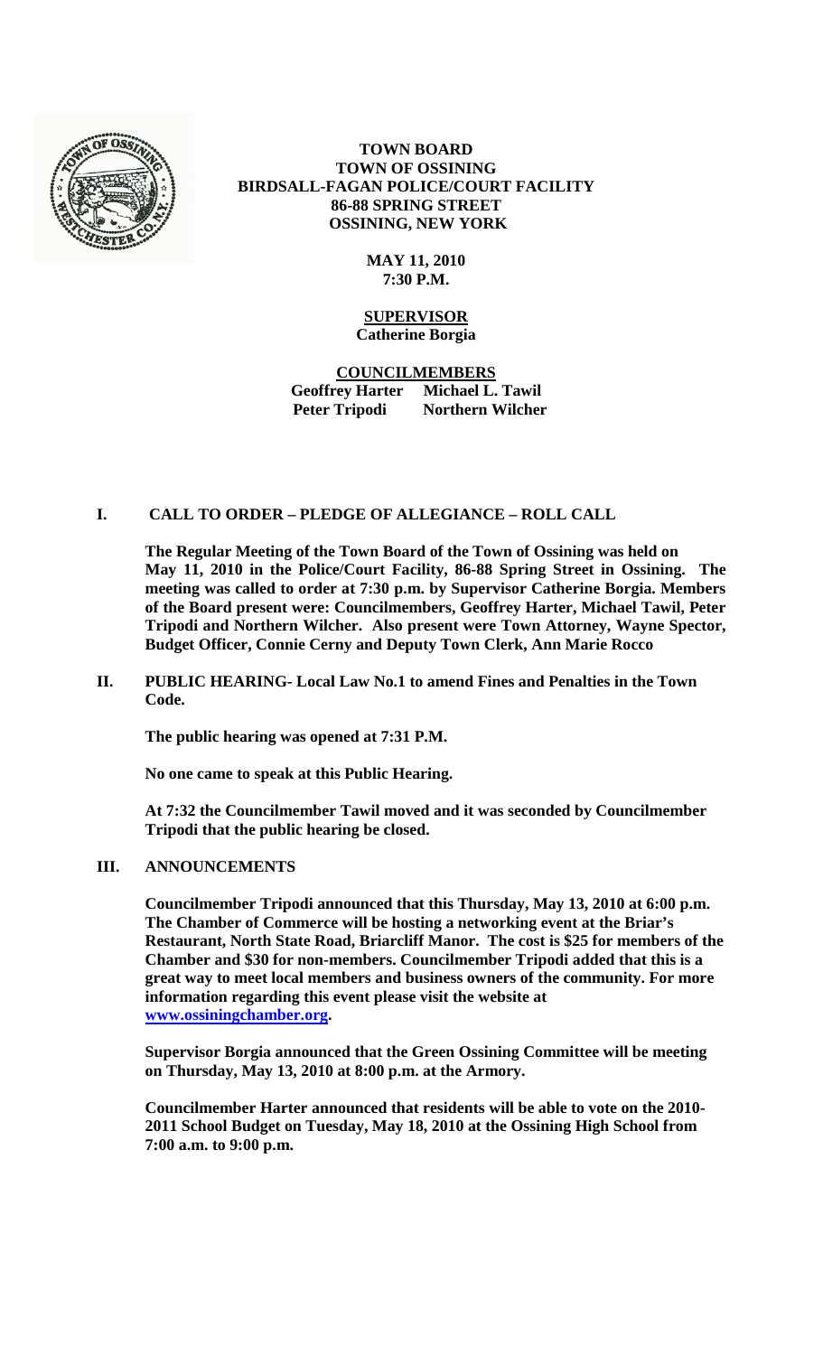**TOWN BOARD**
**TOWN OF OSSINING**
**BIRDSALL-FAGAN POLICE/COURT FACILITY**
**86-88 SPRING STREET**
**OSSINING, NEW YORK**

**MAY 11, 2010**
**7:30 P.M.**

**SUPERVISOR**
**Catherine Borgia**

**COUNCILMEMBERS**
**Geoffrey Harter Michael L. Tawil**
**Peter Tripodi Northern Wilcher**

## I. CALL TO ORDER – PLEDGE OF ALLEGIANCE – ROLL CALL

**The Regular Meeting of the Town Board of the Town of Ossining was held on May 11, 2010 in the Police/Court Facility, 86-88 Spring Street in Ossining. The meeting was called to order at 7:30 p.m. by Supervisor Catherine Borgia. Members of the Board present were: Councilmembers, Geoffrey Harter, Michael Tawil, Peter Tripodi and Northern Wilcher. Also present were Town Attorney, Wayne Spector, Budget Officer, Connie Cerny and Deputy Town Clerk, Ann Marie Rocco**

## II. PUBLIC HEARING- Local Law No.1 to amend Fines and Penalties in the Town Code.

**The public hearing was opened at 7:31 P.M.**

**No one came to speak at this Public Hearing.**

**At 7:32 the Councilmember Tawil moved and it was seconded by Councilmember Tripodi that the public hearing be closed.**

## III. ANNOUNCEMENTS

**Councilmember Tripodi announced that this Thursday, May 13, 2010 at 6:00 p.m. The Chamber of Commerce will be hosting a networking event at the Briar's Restaurant, North State Road, Briarcliff Manor. The cost is $25 for members of the Chamber and $30 for non-members. Councilmember Tripodi added that this is a great way to meet local members and business owners of the community. For more information regarding this event please visit the website at www.ossiningchamber.org.**

**Supervisor Borgia announced that the Green Ossining Committee will be meeting on Thursday, May 13, 2010 at 8:00 p.m. at the Armory.**

**Councilmember Harter announced that residents will be able to vote on the 2010-2011 School Budget on Tuesday, May 18, 2010 at the Ossining High School from 7:00 a.m. to 9:00 p.m.**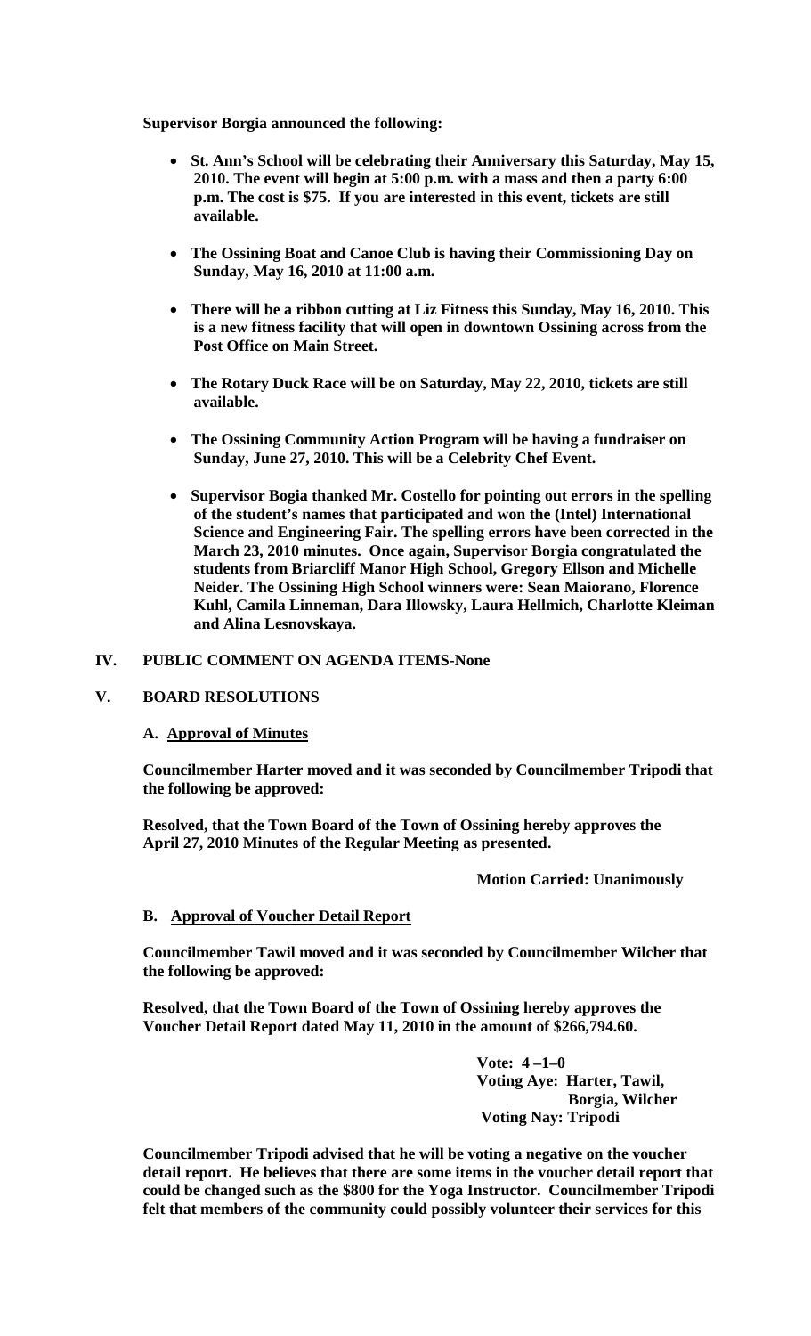**Supervisor Borgia announced the following:**

- **St. Ann's School will be celebrating their Anniversary this Saturday, May 15, 2010. The event will begin at 5:00 p.m. with a mass and then a party 6:00 p.m. The cost is $75. If you are interested in this event, tickets are still available.**

- **The Ossining Boat and Canoe Club is having their Commissioning Day on Sunday, May 16, 2010 at 11:00 a.m.**

- **There will be a ribbon cutting at Liz Fitness this Sunday, May 16, 2010. This is a new fitness facility that will open in downtown Ossining across from the Post Office on Main Street.**

- **The Rotary Duck Race will be on Saturday, May 22, 2010, tickets are still available.**

- **The Ossining Community Action Program will be having a fundraiser on Sunday, June 27, 2010. This will be a Celebrity Chef Event.**

- **Supervisor Bogia thanked Mr. Costello for pointing out errors in the spelling of the student's names that participated and won the (Intel) International Science and Engineering Fair. The spelling errors have been corrected in the March 23, 2010 minutes. Once again, Supervisor Borgia congratulated the students from Briarcliff Manor High School, Gregory Ellson and Michelle Neider. The Ossining High School winners were: Sean Maiorano, Florence Kuhl, Camila Linneman, Dara Illowsky, Laura Hellmich, Charlotte Kleiman and Alina Lesnovskaya.**

## IV. PUBLIC COMMENT ON AGENDA ITEMS-None

## V. BOARD RESOLUTIONS

### A. Approval of Minutes

**Councilmember Harter moved and it was seconded by Councilmember Tripodi that the following be approved:**

**Resolved, that the Town Board of the Town of Ossining hereby approves the April 27, 2010 Minutes of the Regular Meeting as presented.**

**Motion Carried: Unanimously**

### B. Approval of Voucher Detail Report

**Councilmember Tawil moved and it was seconded by Councilmember Wilcher that the following be approved:**

**Resolved, that the Town Board of the Town of Ossining hereby approves the Voucher Detail Report dated May 11, 2010 in the amount of $266,794.60.**

**Vote: 4 –1–0**
**Voting Aye: Harter, Tawil, Borgia, Wilcher**
**Voting Nay: Tripodi**

**Councilmember Tripodi advised that he will be voting a negative on the voucher detail report. He believes that there are some items in the voucher detail report that could be changed such as the $800 for the Yoga Instructor. Councilmember Tripodi felt that members of the community could possibly volunteer their services for this**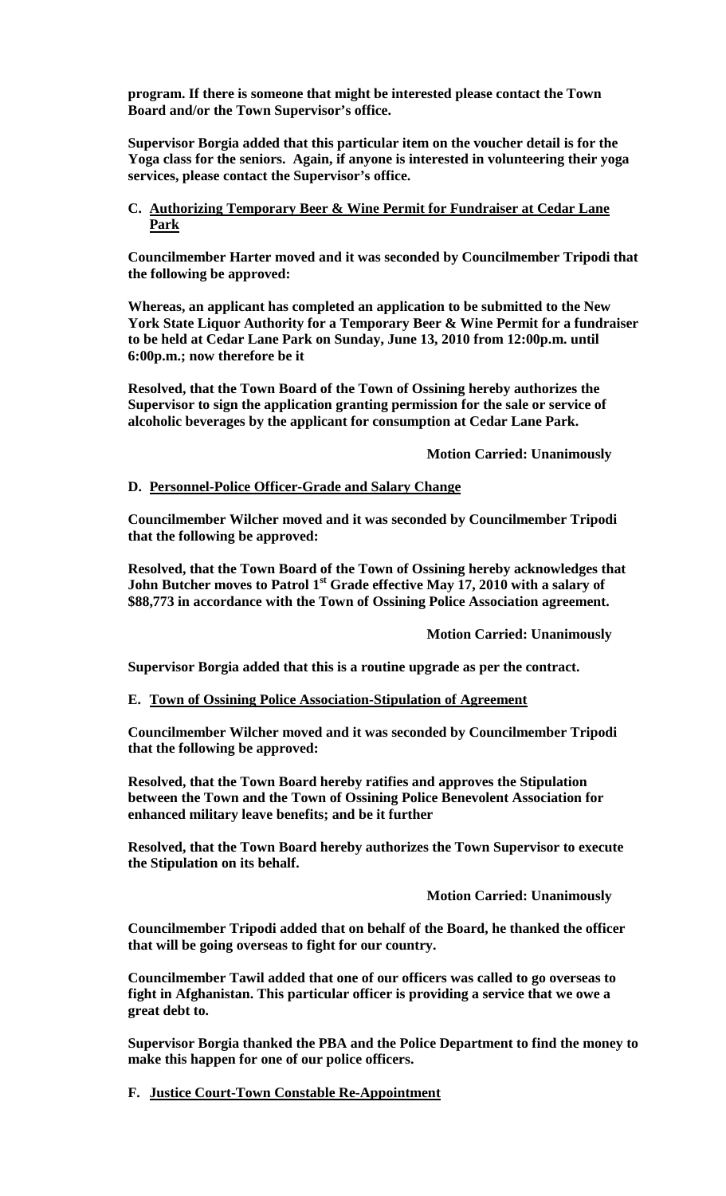**program. If there is someone that might be interested please contact the Town Board and/or the Town Supervisor's office.**

**Supervisor Borgia added that this particular item on the voucher detail is for the Yoga class for the seniors. Again, if anyone is interested in volunteering their yoga services, please contact the Supervisor's office.**

**C. Authorizing Temporary Beer & Wine Permit for Fundraiser at Cedar Lane Park**

**Councilmember Harter moved and it was seconded by Councilmember Tripodi that the following be approved:**

**Whereas, an applicant has completed an application to be submitted to the New York State Liquor Authority for a Temporary Beer & Wine Permit for a fundraiser to be held at Cedar Lane Park on Sunday, June 13, 2010 from 12:00p.m. until 6:00p.m.; now therefore be it**

**Resolved, that the Town Board of the Town of Ossining hereby authorizes the Supervisor to sign the application granting permission for the sale or service of alcoholic beverages by the applicant for consumption at Cedar Lane Park.**

**Motion Carried: Unanimously**

**D. Personnel-Police Officer-Grade and Salary Change**

**Councilmember Wilcher moved and it was seconded by Councilmember Tripodi that the following be approved:**

**Resolved, that the Town Board of the Town of Ossining hereby acknowledges that John Butcher moves to Patrol 1st Grade effective May 17, 2010 with a salary of $88,773 in accordance with the Town of Ossining Police Association agreement.**

**Motion Carried: Unanimously**

**Supervisor Borgia added that this is a routine upgrade as per the contract.**

**E. Town of Ossining Police Association-Stipulation of Agreement**

**Councilmember Wilcher moved and it was seconded by Councilmember Tripodi that the following be approved:**

**Resolved, that the Town Board hereby ratifies and approves the Stipulation between the Town and the Town of Ossining Police Benevolent Association for enhanced military leave benefits; and be it further**

**Resolved, that the Town Board hereby authorizes the Town Supervisor to execute the Stipulation on its behalf.**

**Motion Carried: Unanimously**

**Councilmember Tripodi added that on behalf of the Board, he thanked the officer that will be going overseas to fight for our country.**

**Councilmember Tawil added that one of our officers was called to go overseas to fight in Afghanistan. This particular officer is providing a service that we owe a great debt to.**

**Supervisor Borgia thanked the PBA and the Police Department to find the money to make this happen for one of our police officers.**

**F. Justice Court-Town Constable Re-Appointment**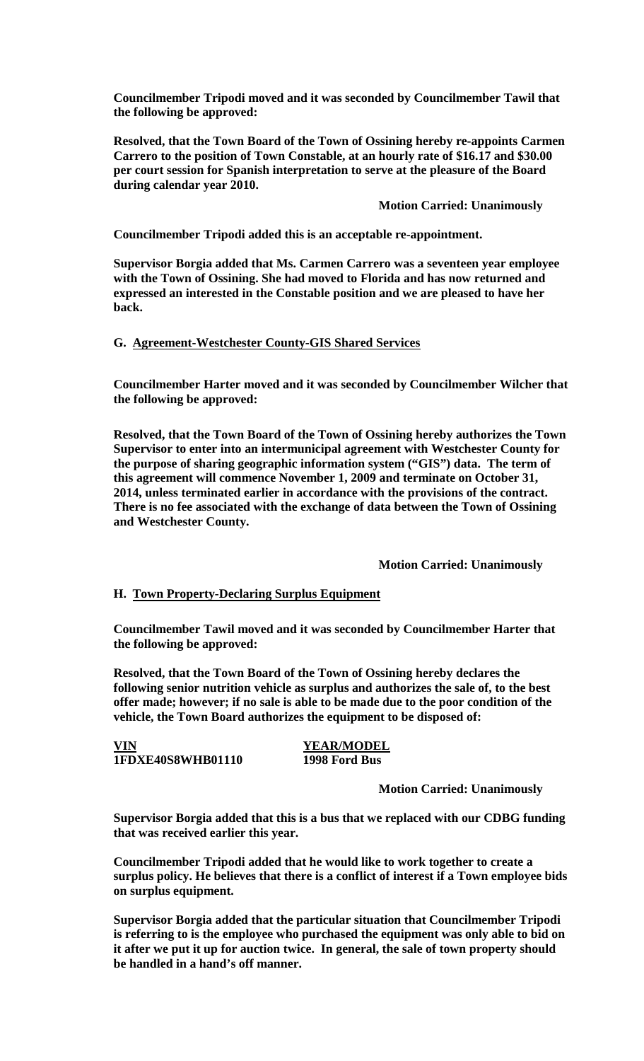**Councilmember Tripodi moved and it was seconded by Councilmember Tawil that the following be approved:**

**Resolved, that the Town Board of the Town of Ossining hereby re-appoints Carmen Carrero to the position of Town Constable, at an hourly rate of $16.17 and $30.00 per court session for Spanish interpretation to serve at the pleasure of the Board during calendar year 2010.**

**Motion Carried: Unanimously**

**Councilmember Tripodi added this is an acceptable re-appointment.**

**Supervisor Borgia added that Ms. Carmen Carrero was a seventeen year employee with the Town of Ossining. She had moved to Florida and has now returned and expressed an interested in the Constable position and we are pleased to have her back.**

**G. Agreement-Westchester County-GIS Shared Services**

**Councilmember Harter moved and it was seconded by Councilmember Wilcher that the following be approved:**

**Resolved, that the Town Board of the Town of Ossining hereby authorizes the Town Supervisor to enter into an intermunicipal agreement with Westchester County for the purpose of sharing geographic information system ("GIS") data. The term of this agreement will commence November 1, 2009 and terminate on October 31, 2014, unless terminated earlier in accordance with the provisions of the contract. There is no fee associated with the exchange of data between the Town of Ossining and Westchester County.**

**Motion Carried: Unanimously**

**H. Town Property-Declaring Surplus Equipment**

**Councilmember Tawil moved and it was seconded by Councilmember Harter that the following be approved:**

**Resolved, that the Town Board of the Town of Ossining hereby declares the following senior nutrition vehicle as surplus and authorizes the sale of, to the best offer made; however; if no sale is able to be made due to the poor condition of the vehicle, the Town Board authorizes the equipment to be disposed of:**

| VIN | YEAR/MODEL |
| --- | --- |
| 1FDXE40S8WHB01110 | 1998 Ford Bus |

**Motion Carried: Unanimously**

**Supervisor Borgia added that this is a bus that we replaced with our CDBG funding that was received earlier this year.**

**Councilmember Tripodi added that he would like to work together to create a surplus policy. He believes that there is a conflict of interest if a Town employee bids on surplus equipment.**

**Supervisor Borgia added that the particular situation that Councilmember Tripodi is referring to is the employee who purchased the equipment was only able to bid on it after we put it up for auction twice. In general, the sale of town property should be handled in a hand's off manner.**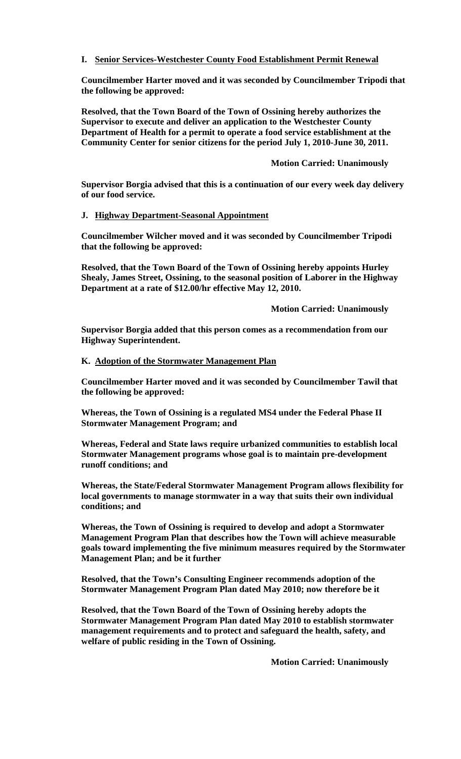**I. Senior Services-Westchester County Food Establishment Permit Renewal**

**Councilmember Harter moved and it was seconded by Councilmember Tripodi that the following be approved:**

**Resolved, that the Town Board of the Town of Ossining hereby authorizes the Supervisor to execute and deliver an application to the Westchester County Department of Health for a permit to operate a food service establishment at the Community Center for senior citizens for the period July 1, 2010-June 30, 2011.**

**Motion Carried: Unanimously**

**Supervisor Borgia advised that this is a continuation of our every week day delivery of our food service.**

**J. Highway Department-Seasonal Appointment**

**Councilmember Wilcher moved and it was seconded by Councilmember Tripodi that the following be approved:**

**Resolved, that the Town Board of the Town of Ossining hereby appoints Hurley Shealy, James Street, Ossining, to the seasonal position of Laborer in the Highway Department at a rate of $12.00/hr effective May 12, 2010.**

**Motion Carried: Unanimously**

**Supervisor Borgia added that this person comes as a recommendation from our Highway Superintendent.**

**K. Adoption of the Stormwater Management Plan**

**Councilmember Harter moved and it was seconded by Councilmember Tawil that the following be approved:**

**Whereas, the Town of Ossining is a regulated MS4 under the Federal Phase II Stormwater Management Program; and**

**Whereas, Federal and State laws require urbanized communities to establish local Stormwater Management programs whose goal is to maintain pre-development runoff conditions; and**

**Whereas, the State/Federal Stormwater Management Program allows flexibility for local governments to manage stormwater in a way that suits their own individual conditions; and**

**Whereas, the Town of Ossining is required to develop and adopt a Stormwater Management Program Plan that describes how the Town will achieve measurable goals toward implementing the five minimum measures required by the Stormwater Management Plan; and be it further**

**Resolved, that the Town's Consulting Engineer recommends adoption of the Stormwater Management Program Plan dated May 2010; now therefore be it**

**Resolved, that the Town Board of the Town of Ossining hereby adopts the Stormwater Management Program Plan dated May 2010 to establish stormwater management requirements and to protect and safeguard the health, safety, and welfare of public residing in the Town of Ossining.**

**Motion Carried: Unanimously**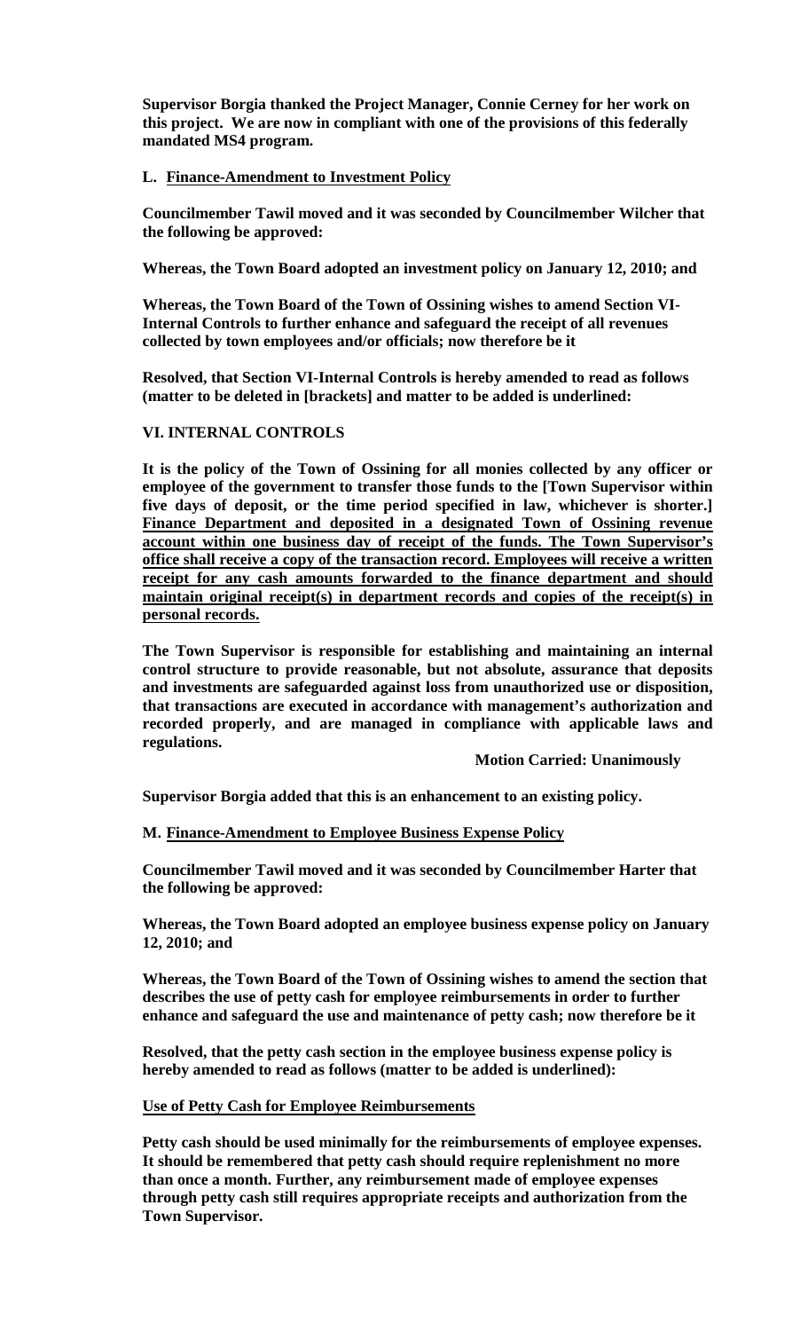**Supervisor Borgia thanked the Project Manager, Connie Cerney for her work on this project. We are now in compliant with one of the provisions of this federally mandated MS4 program.**

**L. <u>Finance-Amendment to Investment Policy</u>**

**Councilmember Tawil moved and it was seconded by Councilmember Wilcher that the following be approved:**

**Whereas, the Town Board adopted an investment policy on January 12, 2010; and**

**Whereas, the Town Board of the Town of Ossining wishes to amend Section VI-Internal Controls to further enhance and safeguard the receipt of all revenues collected by town employees and/or officials; now therefore be it**

**Resolved, that Section VI-Internal Controls is hereby amended to read as follows (matter to be deleted in [brackets] and matter to be added is underlined:**

**VI. INTERNAL CONTROLS**

**It is the policy of the Town of Ossining for all monies collected by any officer or employee of the government to transfer those funds to the [Town Supervisor within five days of deposit, or the time period specified in law, whichever is shorter.] <u>Finance Department and deposited in a designated Town of Ossining revenue account within one business day of receipt of the funds. The Town Supervisor's office shall receive a copy of the transaction record. Employees will receive a written receipt for any cash amounts forwarded to the finance department and should maintain original receipt(s) in department records and copies of the receipt(s) in personal records.</u>**

**The Town Supervisor is responsible for establishing and maintaining an internal control structure to provide reasonable, but not absolute, assurance that deposits and investments are safeguarded against loss from unauthorized use or disposition, that transactions are executed in accordance with management's authorization and recorded properly, and are managed in compliance with applicable laws and regulations.**

**Motion Carried: Unanimously**

**Supervisor Borgia added that this is an enhancement to an existing policy.**

**M. <u>Finance-Amendment to Employee Business Expense Policy</u>**

**Councilmember Tawil moved and it was seconded by Councilmember Harter that the following be approved:**

**Whereas, the Town Board adopted an employee business expense policy on January 12, 2010; and**

**Whereas, the Town Board of the Town of Ossining wishes to amend the section that describes the use of petty cash for employee reimbursements in order to further enhance and safeguard the use and maintenance of petty cash; now therefore be it**

**Resolved, that the petty cash section in the employee business expense policy is hereby amended to read as follows (matter to be added is underlined):**

**<u>Use of Petty Cash for Employee Reimbursements</u>**

**Petty cash should be used minimally for the reimbursements of employee expenses. It should be remembered that petty cash should require replenishment no more than once a month. Further, any reimbursement made of employee expenses through petty cash still requires appropriate receipts and authorization from the Town Supervisor.**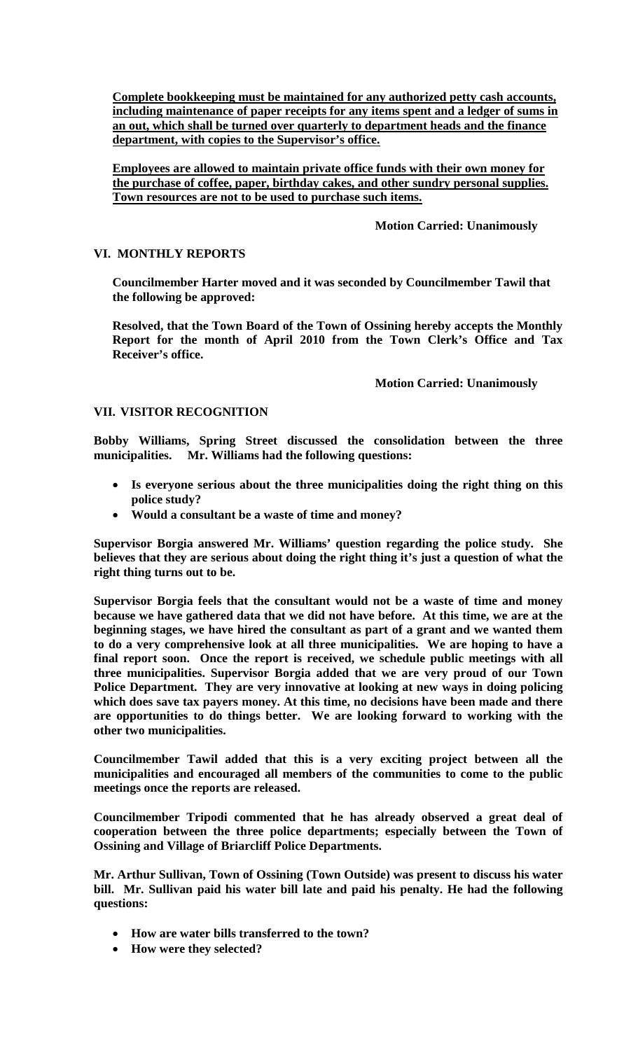**Complete bookkeeping must be maintained for any authorized petty cash accounts, including maintenance of paper receipts for any items spent and a ledger of sums in an out, which shall be turned over quarterly to department heads and the finance department, with copies to the Supervisor's office.**

**Employees are allowed to maintain private office funds with their own money for the purchase of coffee, paper, birthday cakes, and other sundry personal supplies. Town resources are not to be used to purchase such items.**

**Motion Carried: Unanimously**

## VI. MONTHLY REPORTS

**Councilmember Harter moved and it was seconded by Councilmember Tawil that the following be approved:**

**Resolved, that the Town Board of the Town of Ossining hereby accepts the Monthly Report for the month of April 2010 from the Town Clerk's Office and Tax Receiver's office.**

**Motion Carried: Unanimously**

## VII. VISITOR RECOGNITION

**Bobby Williams, Spring Street discussed the consolidation between the three municipalities. Mr. Williams had the following questions:**

- **Is everyone serious about the three municipalities doing the right thing on this police study?**
- **Would a consultant be a waste of time and money?**

**Supervisor Borgia answered Mr. Williams' question regarding the police study. She believes that they are serious about doing the right thing it's just a question of what the right thing turns out to be.**

**Supervisor Borgia feels that the consultant would not be a waste of time and money because we have gathered data that we did not have before. At this time, we are at the beginning stages, we have hired the consultant as part of a grant and we wanted them to do a very comprehensive look at all three municipalities. We are hoping to have a final report soon. Once the report is received, we schedule public meetings with all three municipalities. Supervisor Borgia added that we are very proud of our Town Police Department. They are very innovative at looking at new ways in doing policing which does save tax payers money. At this time, no decisions have been made and there are opportunities to do things better. We are looking forward to working with the other two municipalities.**

**Councilmember Tawil added that this is a very exciting project between all the municipalities and encouraged all members of the communities to come to the public meetings once the reports are released.**

**Councilmember Tripodi commented that he has already observed a great deal of cooperation between the three police departments; especially between the Town of Ossining and Village of Briarcliff Police Departments.**

**Mr. Arthur Sullivan, Town of Ossining (Town Outside) was present to discuss his water bill. Mr. Sullivan paid his water bill late and paid his penalty. He had the following questions:**

- **How are water bills transferred to the town?**
- **How were they selected?**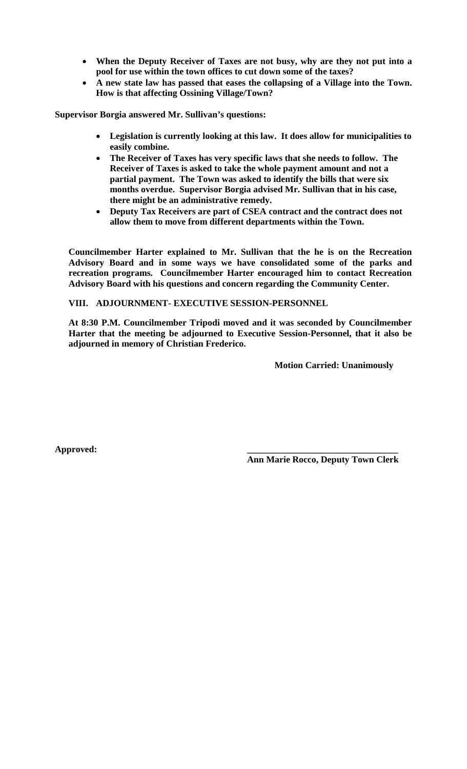- **When the Deputy Receiver of Taxes are not busy, why are they not put into a pool for use within the town offices to cut down some of the taxes?**
- **A new state law has passed that eases the collapsing of a Village into the Town. How is that affecting Ossining Village/Town?**

**Supervisor Borgia answered Mr. Sullivan's questions:**

- **Legislation is currently looking at this law. It does allow for municipalities to easily combine.**
- **The Receiver of Taxes has very specific laws that she needs to follow. The Receiver of Taxes is asked to take the whole payment amount and not a partial payment. The Town was asked to identify the bills that were six months overdue. Supervisor Borgia advised Mr. Sullivan that in his case, there might be an administrative remedy.**
- **Deputy Tax Receivers are part of CSEA contract and the contract does not allow them to move from different departments within the Town.**

**Councilmember Harter explained to Mr. Sullivan that the he is on the Recreation Advisory Board and in some ways we have consolidated some of the parks and recreation programs. Councilmember Harter encouraged him to contact Recreation Advisory Board with his questions and concern regarding the Community Center.**

**VIII. ADJOURNMENT- EXECUTIVE SESSION-PERSONNEL**

**At 8:30 P.M. Councilmember Tripodi moved and it was seconded by Councilmember Harter that the meeting be adjourned to Executive Session-Personnel, that it also be adjourned in memory of Christian Frederico.**

**Motion Carried: Unanimously**

**Approved:**

**\_\_\_\_\_\_\_\_\_\_\_\_\_\_\_\_\_\_\_\_\_\_\_\_\_\_\_\_\_\_\_\_**

**Ann Marie Rocco, Deputy Town Clerk**